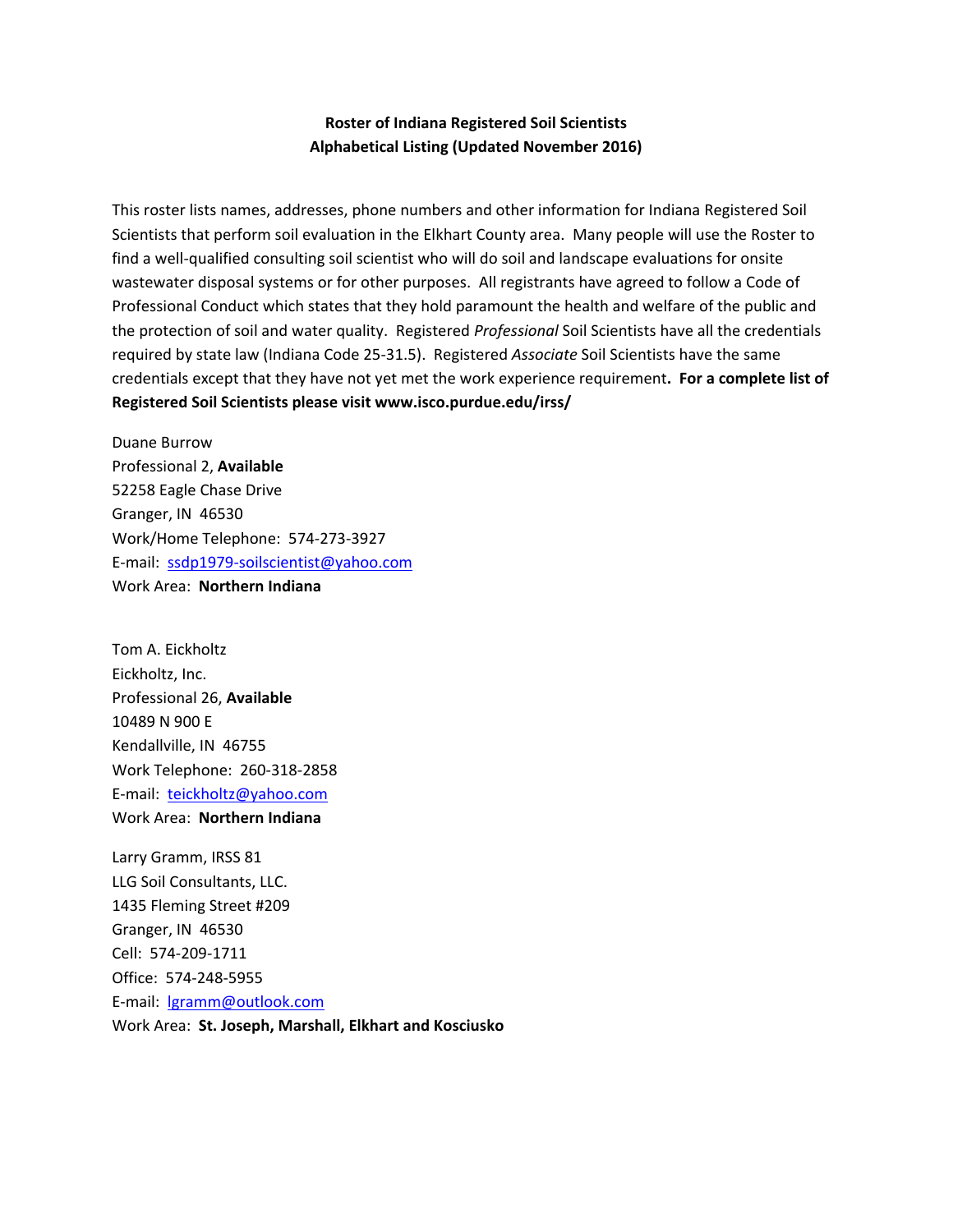**Roster of Indiana Registered Soil Scientists**
**Alphabetical Listing (Updated November 2016)**

This roster lists names, addresses, phone numbers and other information for Indiana Registered Soil Scientists that perform soil evaluation in the Elkhart County area. Many people will use the Roster to find a well-qualified consulting soil scientist who will do soil and landscape evaluations for onsite wastewater disposal systems or for other purposes. All registrants have agreed to follow a Code of Professional Conduct which states that they hold paramount the health and welfare of the public and the protection of soil and water quality. Registered *Professional* Soil Scientists have all the credentials required by state law (Indiana Code 25-31.5). Registered *Associate* Soil Scientists have the same credentials except that they have not yet met the work experience requirement**. For a complete list of Registered Soil Scientists please visit www.isco.purdue.edu/irss/**

Duane Burrow
Professional 2, **Available**
52258 Eagle Chase Drive
Granger, IN 46530
Work/Home Telephone: 574-273-3927
E-mail: ssdp1979-soilscientist@yahoo.com
Work Area: **Northern Indiana**

Tom A. Eickholtz
Eickholtz, Inc.
Professional 26, **Available**
10489 N 900 E
Kendallville, IN 46755
Work Telephone: 260-318-2858
E-mail: teickholtz@yahoo.com
Work Area: **Northern Indiana**

Larry Gramm, IRSS 81
LLG Soil Consultants, LLC.
1435 Fleming Street #209
Granger, IN 46530
Cell: 574-209-1711
Office: 574-248-5955
E-mail: lgramm@outlook.com
Work Area: **St. Joseph, Marshall, Elkhart and Kosciusko**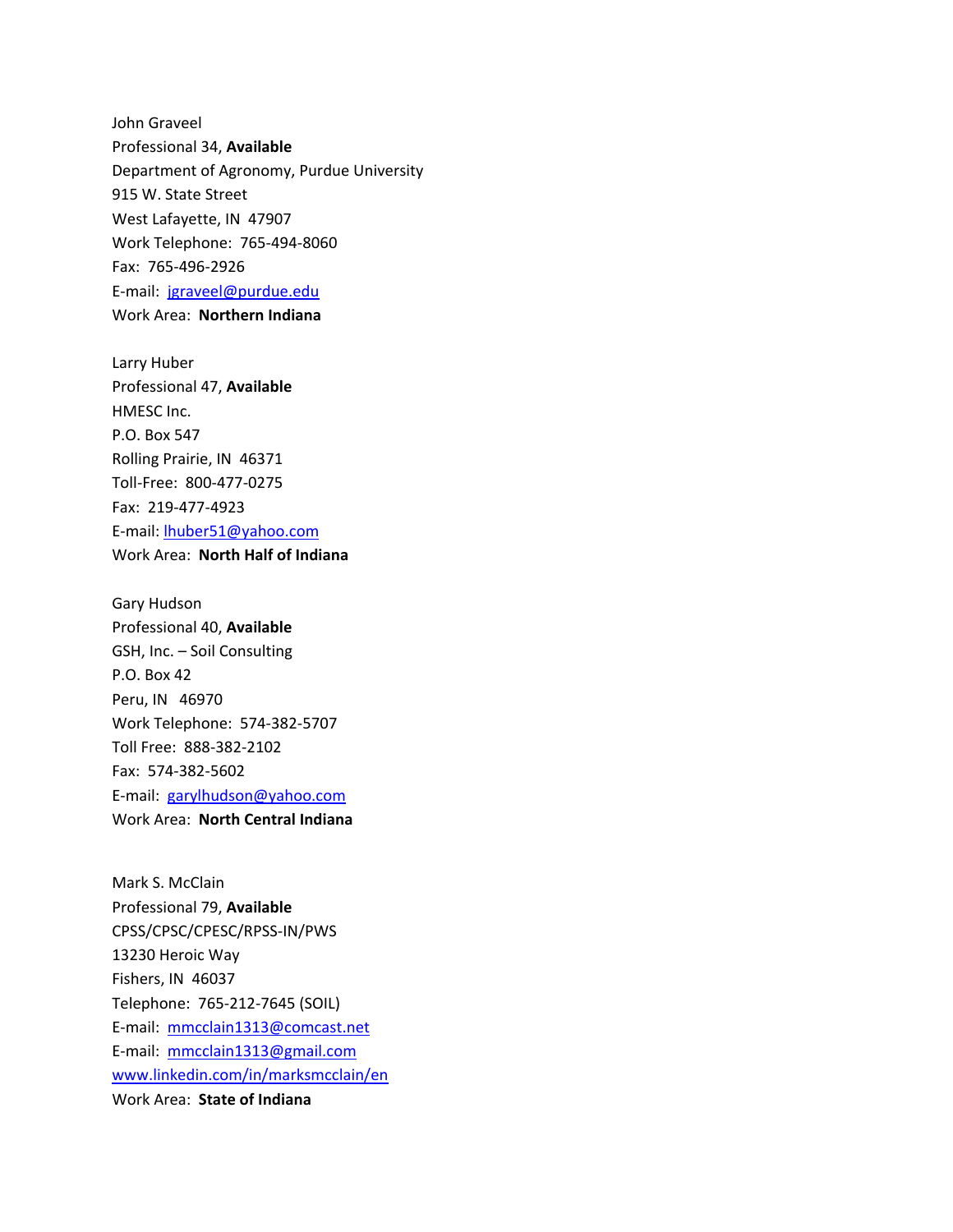John Graveel
Professional 34, **Available**
Department of Agronomy, Purdue University
915 W. State Street
West Lafayette, IN  47907
Work Telephone:  765-494-8060
Fax:  765-496-2926
E-mail:  jgraveel@purdue.edu
Work Area:  **Northern Indiana**

Larry Huber
Professional 47, **Available**
HMESC Inc.
P.O. Box 547
Rolling Prairie, IN  46371
Toll-Free:  800-477-0275
Fax:  219-477-4923
E-mail: lhuber51@yahoo.com
Work Area:  **North Half of Indiana**

Gary Hudson
Professional 40, **Available**
GSH, Inc. – Soil Consulting
P.O. Box 42
Peru, IN   46970
Work Telephone:  574-382-5707
Toll Free:  888-382-2102
Fax:  574-382-5602
E-mail:  garylhudson@yahoo.com
Work Area:  **North Central Indiana**

Mark S. McClain
Professional 79, **Available**
CPSS/CPSC/CPESC/RPSS-IN/PWS
13230 Heroic Way
Fishers, IN  46037
Telephone:  765-212-7645 (SOIL)
E-mail:  mmcclain1313@comcast.net
E-mail:  mmcclain1313@gmail.com
www.linkedin.com/in/marksmcclain/en
Work Area:  **State of Indiana**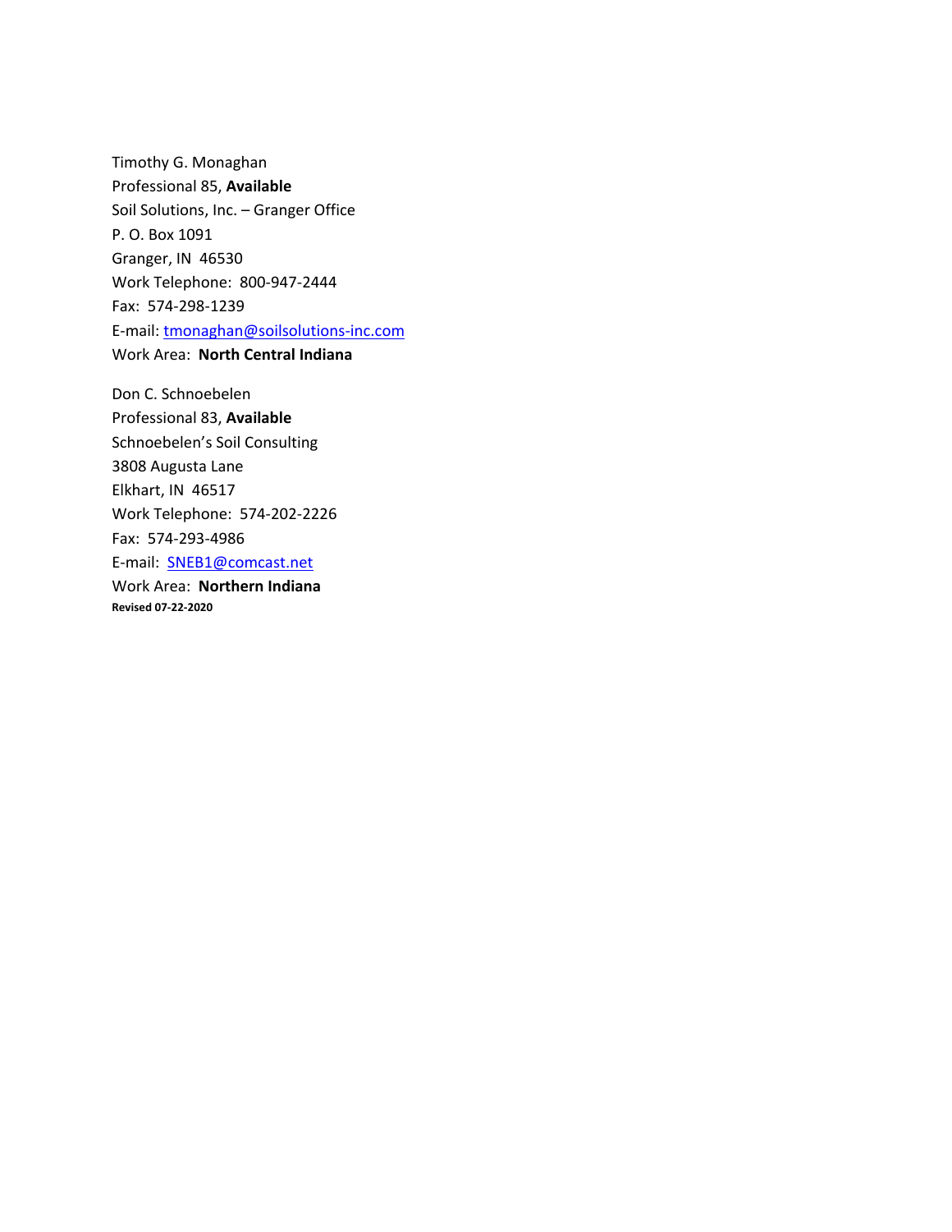Timothy G. Monaghan  
Professional 85, **Available**  
Soil Solutions, Inc. – Granger Office  
P. O. Box 1091  
Granger, IN  46530  
Work Telephone:  800-947-2444  
Fax:  574-298-1239  
E-mail: tmonaghan@soilsolutions-inc.com  
Work Area:  **North Central Indiana**

Don C. Schnoebelen  
Professional 83, **Available**  
Schnoebelen's Soil Consulting  
3808 Augusta Lane  
Elkhart, IN  46517  
Work Telephone:  574-202-2226  
Fax:  574-293-4986  
E-mail:  SNEB1@comcast.net  
Work Area:  **Northern Indiana**  
**Revised 07-22-2020**